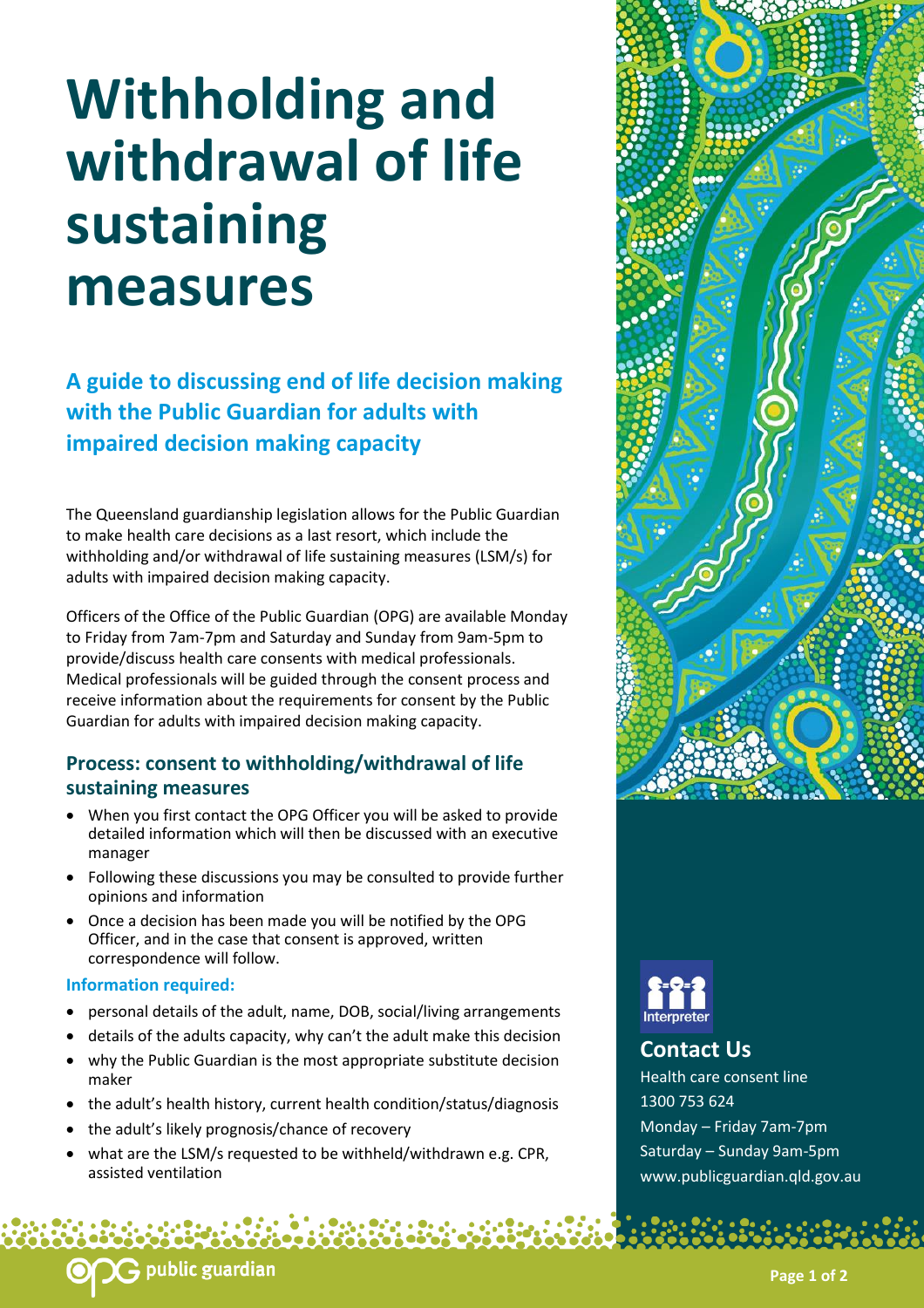# Withholding and withdrawal of life sustaining measures

## A guide to discussing end of life decision making with the Public Guardian for adults with impaired decision making capacity

The Queensland guardianship legislation allows for the Public Guardian to make health care decisions as a last resort, which include the withholding and/or withdrawal of life sustaining measures (LSM/s) for adults with impaired decision making capacity.

Officers of the Office of the Public Guardian (OPG) are available Monday to Friday from 7am-7pm and Saturday and Sunday from 9am-5pm to provide/discuss health care consents with medical professionals. Medical professionals will be guided through the consent process and receive information about the requirements for consent by the Public Guardian for adults with impaired decision making capacity.

### Process: consent to withholding/withdrawal of life sustaining measures

- When you first contact the OPG Officer you will be asked to provide detailed information which will then be discussed with an executive manager
- Following these discussions you may be consulted to provide further opinions and information
- Once a decision has been made you will be notified by the OPG Officer, and in the case that consent is approved, written correspondence will follow.

#### Information required:

- personal details of the adult, name, DOB, social/living arrangements
- details of the adults capacity, why can't the adult make this decision
- why the Public Guardian is the most appropriate substitute decision maker
- the adult's health history, current health condition/status/diagnosis
- the adult's likely prognosis/chance of recovery
- what are the LSM/s requested to be withheld/withdrawn e.g. CPR, assisted ventilation

Interpreter

### Contact Us

Health care consent line
1300 753 624
Monday – Friday 7am-7pm
Saturday – Sunday 9am-5pm
www.publicguardian.qld.gov.au

public guardian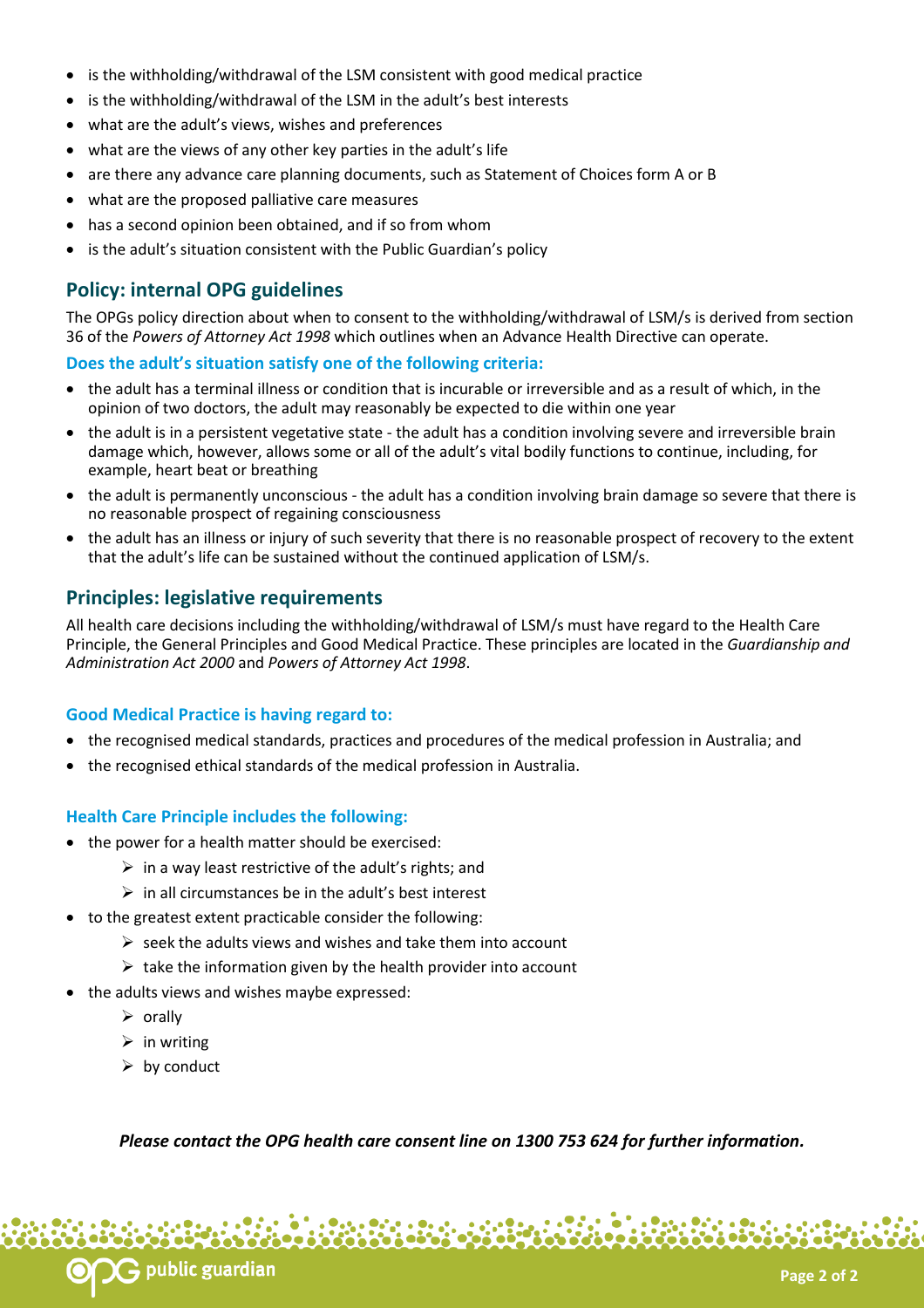- is the withholding/withdrawal of the LSM consistent with good medical practice
- is the withholding/withdrawal of the LSM in the adult's best interests
- what are the adult's views, wishes and preferences
- what are the views of any other key parties in the adult's life
- are there any advance care planning documents, such as Statement of Choices form A or B
- what are the proposed palliative care measures
- has a second opinion been obtained, and if so from whom
- is the adult's situation consistent with the Public Guardian's policy

## Policy: internal OPG guidelines

The OPGs policy direction about when to consent to the withholding/withdrawal of LSM/s is derived from section 36 of the *Powers of Attorney Act 1998* which outlines when an Advance Health Directive can operate.

### Does the adult's situation satisfy one of the following criteria:

- the adult has a terminal illness or condition that is incurable or irreversible and as a result of which, in the opinion of two doctors, the adult may reasonably be expected to die within one year
- the adult is in a persistent vegetative state - the adult has a condition involving severe and irreversible brain damage which, however, allows some or all of the adult's vital bodily functions to continue, including, for example, heart beat or breathing
- the adult is permanently unconscious - the adult has a condition involving brain damage so severe that there is no reasonable prospect of regaining consciousness
- the adult has an illness or injury of such severity that there is no reasonable prospect of recovery to the extent that the adult's life can be sustained without the continued application of LSM/s.

## Principles: legislative requirements

All health care decisions including the withholding/withdrawal of LSM/s must have regard to the Health Care Principle, the General Principles and Good Medical Practice. These principles are located in the *Guardianship and Administration Act 2000* and *Powers of Attorney Act 1998*.

### Good Medical Practice is having regard to:

- the recognised medical standards, practices and procedures of the medical profession in Australia; and
- the recognised ethical standards of the medical profession in Australia.

### Health Care Principle includes the following:

- the power for a health matter should be exercised:
  - in a way least restrictive of the adult's rights; and
  - in all circumstances be in the adult's best interest
- to the greatest extent practicable consider the following:
  - seek the adults views and wishes and take them into account
  - take the information given by the health provider into account
- the adults views and wishes maybe expressed:
  - orally
  - in writing
  - by conduct

***Please contact the OPG health care consent line on 1300 753 624 for further information.***